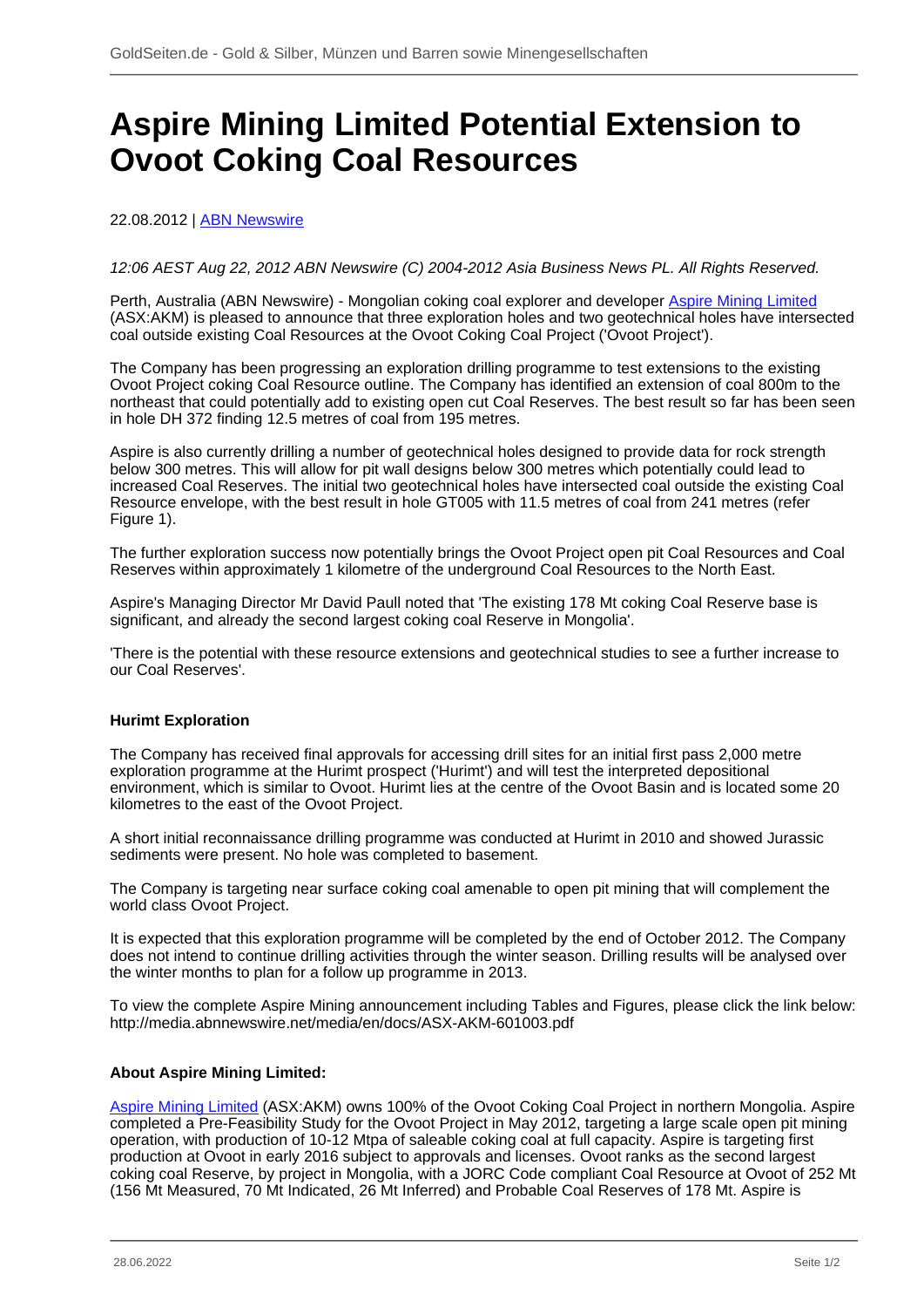# Aspire Mining Limited Potential Extension to Ovoot Coking Coal Resources

22.08.2012 | ABN Newswire

*12:06 AEST Aug 22, 2012 ABN Newswire (C) 2004-2012 Asia Business News PL. All Rights Reserved.*

Perth, Australia (ABN Newswire) - Mongolian coking coal explorer and developer Aspire Mining Limited (ASX:AKM) is pleased to announce that three exploration holes and two geotechnical holes have intersected coal outside existing Coal Resources at the Ovoot Coking Coal Project ('Ovoot Project').

The Company has been progressing an exploration drilling programme to test extensions to the existing Ovoot Project coking Coal Resource outline. The Company has identified an extension of coal 800m to the northeast that could potentially add to existing open cut Coal Reserves. The best result so far has been seen in hole DH 372 finding 12.5 metres of coal from 195 metres.

Aspire is also currently drilling a number of geotechnical holes designed to provide data for rock strength below 300 metres. This will allow for pit wall designs below 300 metres which potentially could lead to increased Coal Reserves. The initial two geotechnical holes have intersected coal outside the existing Coal Resource envelope, with the best result in hole GT005 with 11.5 metres of coal from 241 metres (refer Figure 1).

The further exploration success now potentially brings the Ovoot Project open pit Coal Resources and Coal Reserves within approximately 1 kilometre of the underground Coal Resources to the North East.

Aspire's Managing Director Mr David Paull noted that 'The existing 178 Mt coking Coal Reserve base is significant, and already the second largest coking coal Reserve in Mongolia'.

'There is the potential with these resource extensions and geotechnical studies to see a further increase to our Coal Reserves'.

**Hurimt Exploration**

The Company has received final approvals for accessing drill sites for an initial first pass 2,000 metre exploration programme at the Hurimt prospect ('Hurimt') and will test the interpreted depositional environment, which is similar to Ovoot. Hurimt lies at the centre of the Ovoot Basin and is located some 20 kilometres to the east of the Ovoot Project.

A short initial reconnaissance drilling programme was conducted at Hurimt in 2010 and showed Jurassic sediments were present. No hole was completed to basement.

The Company is targeting near surface coking coal amenable to open pit mining that will complement the world class Ovoot Project.

It is expected that this exploration programme will be completed by the end of October 2012. The Company does not intend to continue drilling activities through the winter season. Drilling results will be analysed over the winter months to plan for a follow up programme in 2013.

To view the complete Aspire Mining announcement including Tables and Figures, please click the link below:
http://media.abnnewswire.net/media/en/docs/ASX-AKM-601003.pdf

**About Aspire Mining Limited:**

Aspire Mining Limited (ASX:AKM) owns 100% of the Ovoot Coking Coal Project in northern Mongolia. Aspire completed a Pre-Feasibility Study for the Ovoot Project in May 2012, targeting a large scale open pit mining operation, with production of 10-12 Mtpa of saleable coking coal at full capacity. Aspire is targeting first production at Ovoot in early 2016 subject to approvals and licenses. Ovoot ranks as the second largest coking coal Reserve, by project in Mongolia, with a JORC Code compliant Coal Resource at Ovoot of 252 Mt (156 Mt Measured, 70 Mt Indicated, 26 Mt Inferred) and Probable Coal Reserves of 178 Mt. Aspire is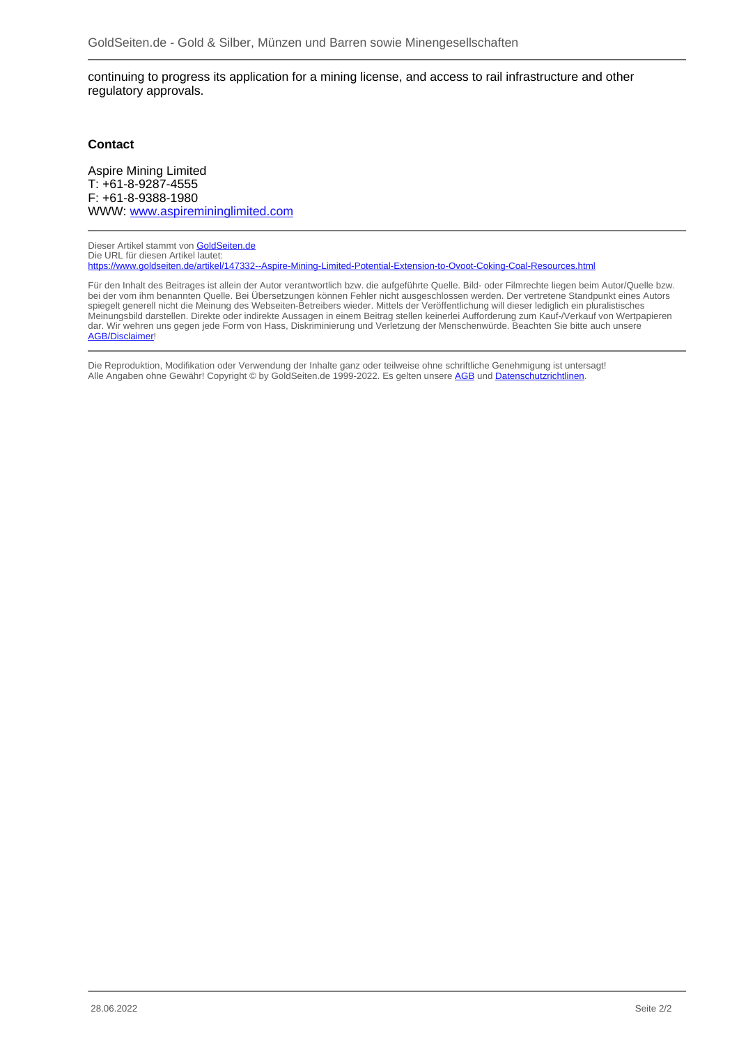continuing to progress its application for a mining license, and access to rail infrastructure and other regulatory approvals.

**Contact**

Aspire Mining Limited
T: +61-8-9287-4555
F: +61-8-9388-1980
WWW: www.aspiremininglimited.com

Dieser Artikel stammt von GoldSeiten.de
Die URL für diesen Artikel lautet:
https://www.goldseiten.de/artikel/147332--Aspire-Mining-Limited-Potential-Extension-to-Ovoot-Coking-Coal-Resources.html

Für den Inhalt des Beitrages ist allein der Autor verantwortlich bzw. die aufgeführte Quelle. Bild- oder Filmrechte liegen beim Autor/Quelle bzw. bei der vom ihm benannten Quelle. Bei Übersetzungen können Fehler nicht ausgeschlossen werden. Der vertretene Standpunkt eines Autors spiegelt generell nicht die Meinung des Webseiten-Betreibers wieder. Mittels der Veröffentlichung will dieser lediglich ein pluralistisches Meinungsbild darstellen. Direkte oder indirekte Aussagen in einem Beitrag stellen keinerlei Aufforderung zum Kauf-/Verkauf von Wertpapieren dar. Wir wehren uns gegen jede Form von Hass, Diskriminierung und Verletzung der Menschenwürde. Beachten Sie bitte auch unsere AGB/Disclaimer!

Die Reproduktion, Modifikation oder Verwendung der Inhalte ganz oder teilweise ohne schriftliche Genehmigung ist untersagt!
Alle Angaben ohne Gewähr! Copyright © by GoldSeiten.de 1999-2022. Es gelten unsere AGB und Datenschutzrichtlinen.